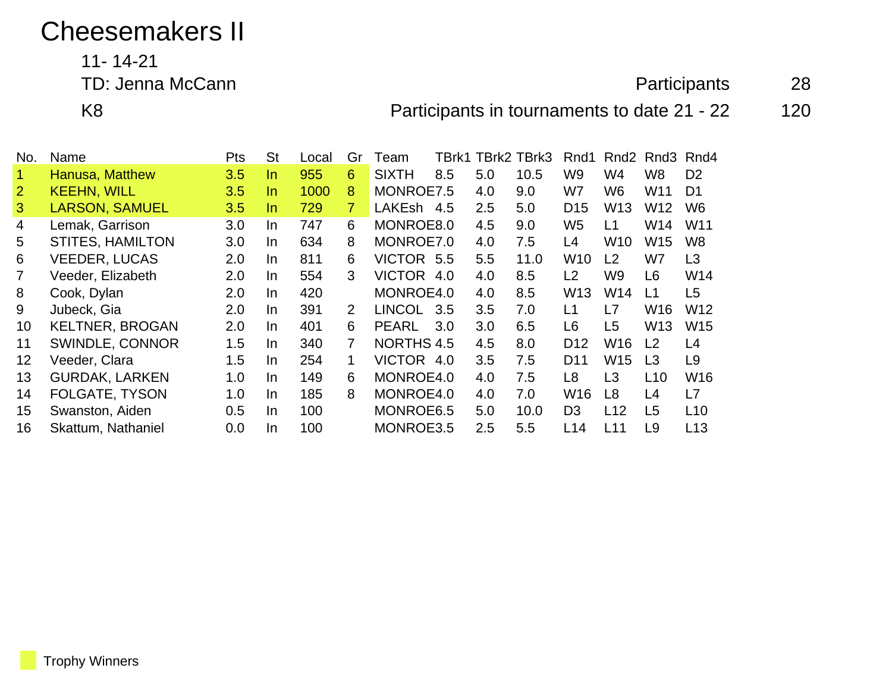# Cheesemakers II

11- 14-21

TD: Jenna McCann

K8

Participants 28

Participants in tournaments to date 21 - 22 120

| No. | Name | Pts | St | Local | Gr | Team | TBrk1 | TBrk2 | TBrk3 | Rnd1 | Rnd2 | Rnd3 | Rnd4 |
|---|---|---|---|---|---|---|---|---|---|---|---|---|---|
| 1 | Hanusa, Matthew | 3.5 | In | 955 | 6 | SIXTH | 8.5 | 5.0 | 10.5 | W9 | W4 | W8 | D2 |
| 2 | KEEHN, WILL | 3.5 | In | 1000 | 8 | MONROE | 7.5 | 4.0 | 9.0 | W7 | W6 | W11 | D1 |
| 3 | LARSON, SAMUEL | 3.5 | In | 729 | 7 | LAKEsh | 4.5 | 2.5 | 5.0 | D15 | W13 | W12 | W6 |
| 4 | Lemak, Garrison | 3.0 | In | 747 | 6 | MONROE | 8.0 | 4.5 | 9.0 | W5 | L1 | W14 | W11 |
| 5 | STITES, HAMILTON | 3.0 | In | 634 | 8 | MONROE | 7.0 | 4.0 | 7.5 | L4 | W10 | W15 | W8 |
| 6 | VEEDER, LUCAS | 2.0 | In | 811 | 6 | VICTOR | 5.5 | 5.5 | 11.0 | W10 | L2 | W7 | L3 |
| 7 | Veeder, Elizabeth | 2.0 | In | 554 | 3 | VICTOR | 4.0 | 4.0 | 8.5 | L2 | W9 | L6 | W14 |
| 8 | Cook, Dylan | 2.0 | In | 420 | | MONROE | 4.0 | 4.0 | 8.5 | W13 | W14 | L1 | L5 |
| 9 | Jubeck, Gia | 2.0 | In | 391 | 2 | LINCOL | 3.5 | 3.5 | 7.0 | L1 | L7 | W16 | W12 |
| 10 | KELTNER, BROGAN | 2.0 | In | 401 | 6 | PEARL | 3.0 | 3.0 | 6.5 | L6 | L5 | W13 | W15 |
| 11 | SWINDLE, CONNOR | 1.5 | In | 340 | 7 | NORTHS | 4.5 | 4.5 | 8.0 | D12 | W16 | L2 | L4 |
| 12 | Veeder, Clara | 1.5 | In | 254 | 1 | VICTOR | 4.0 | 3.5 | 7.5 | D11 | W15 | L3 | L9 |
| 13 | GURDAK, LARKEN | 1.0 | In | 149 | 6 | MONROE | 4.0 | 4.0 | 7.5 | L8 | L3 | L10 | W16 |
| 14 | FOLGATE, TYSON | 1.0 | In | 185 | 8 | MONROE | 4.0 | 4.0 | 7.0 | W16 | L8 | L4 | L7 |
| 15 | Swanston, Aiden | 0.5 | In | 100 | | MONROE | 6.5 | 5.0 | 10.0 | D3 | L12 | L5 | L10 |
| 16 | Skattum, Nathaniel | 0.0 | In | 100 | | MONROE | 3.5 | 2.5 | 5.5 | L14 | L11 | L9 | L13 |

Trophy Winners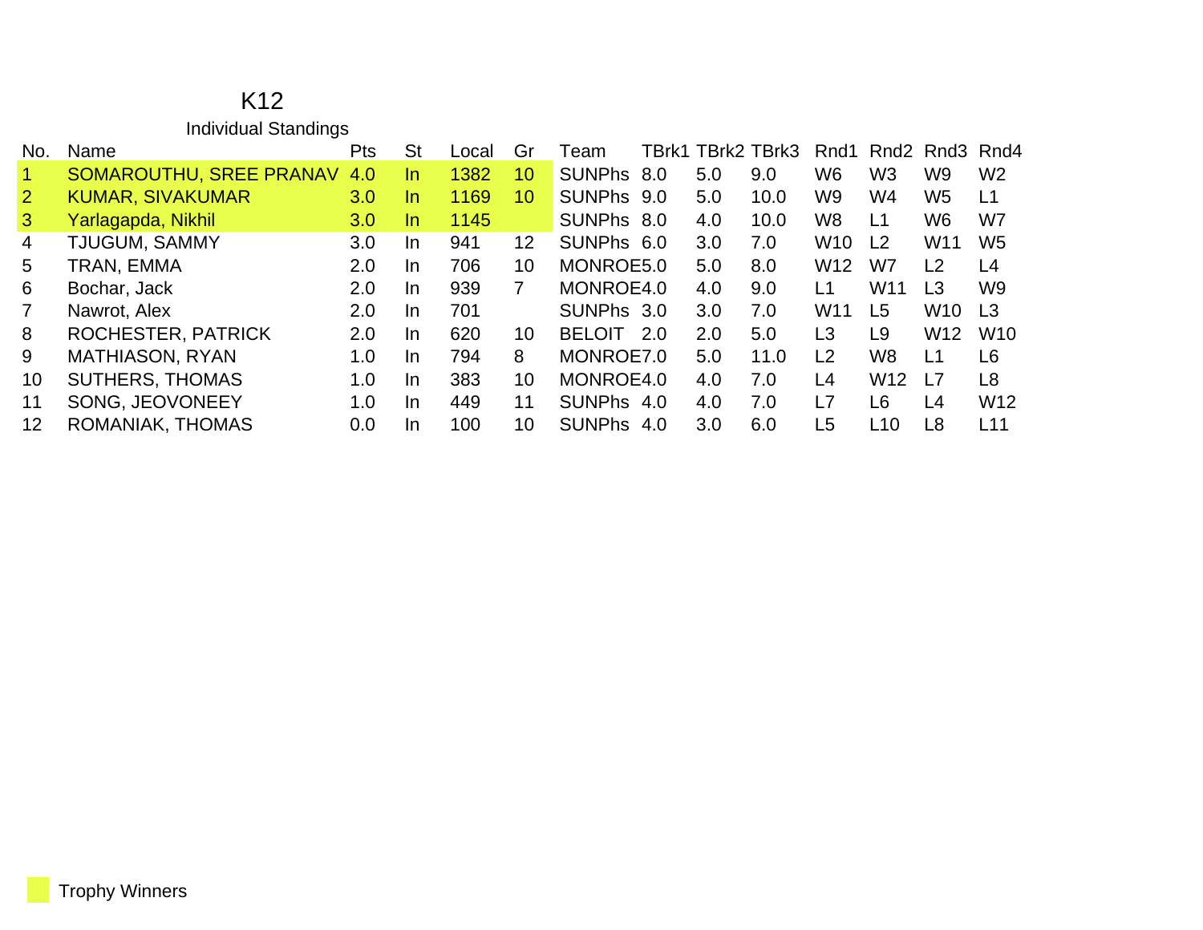# K12

## Individual Standings

| No. | Name | Pts | St | Local | Gr | Team | TBrk1 | TBrk2 | TBrk3 | Rnd1 | Rnd2 | Rnd3 | Rnd4 |
|---|---|---|---|---|---|---|---|---|---|---|---|---|---|
| 1 | SOMAROUTHU, SREE PRANAV | 4.0 | In | 1382 | 10 | SUNPhs | 8.0 | 5.0 | 9.0 | W6 | W3 | W9 | W2 |
| 2 | KUMAR, SIVAKUMAR | 3.0 | In | 1169 | 10 | SUNPhs | 9.0 | 5.0 | 10.0 | W9 | W4 | W5 | L1 |
| 3 | Yarlagapda, Nikhil | 3.0 | In | 1145 | | SUNPhs | 8.0 | 4.0 | 10.0 | W8 | L1 | W6 | W7 |
| 4 | TJUGUM, SAMMY | 3.0 | In | 941 | 12 | SUNPhs | 6.0 | 3.0 | 7.0 | W10 | L2 | W11 | W5 |
| 5 | TRAN, EMMA | 2.0 | In | 706 | 10 | MONROE | 5.0 | 5.0 | 8.0 | W12 | W7 | L2 | L4 |
| 6 | Bochar, Jack | 2.0 | In | 939 | 7 | MONROE | 4.0 | 4.0 | 9.0 | L1 | W11 | L3 | W9 |
| 7 | Nawrot, Alex | 2.0 | In | 701 | | SUNPhs | 3.0 | 3.0 | 7.0 | W11 | L5 | W10 | L3 |
| 8 | ROCHESTER, PATRICK | 2.0 | In | 620 | 10 | BELOIT | 2.0 | 2.0 | 5.0 | L3 | L9 | W12 | W10 |
| 9 | MATHIASON, RYAN | 1.0 | In | 794 | 8 | MONROE | 7.0 | 5.0 | 11.0 | L2 | W8 | L1 | L6 |
| 10 | SUTHERS, THOMAS | 1.0 | In | 383 | 10 | MONROE | 4.0 | 4.0 | 7.0 | L4 | W12 | L7 | L8 |
| 11 | SONG, JEOVONEEY | 1.0 | In | 449 | 11 | SUNPhs | 4.0 | 4.0 | 7.0 | L7 | L6 | L4 | W12 |
| 12 | ROMANIAK, THOMAS | 0.0 | In | 100 | 10 | SUNPhs | 4.0 | 3.0 | 6.0 | L5 | L10 | L8 | L11 |

Trophy Winners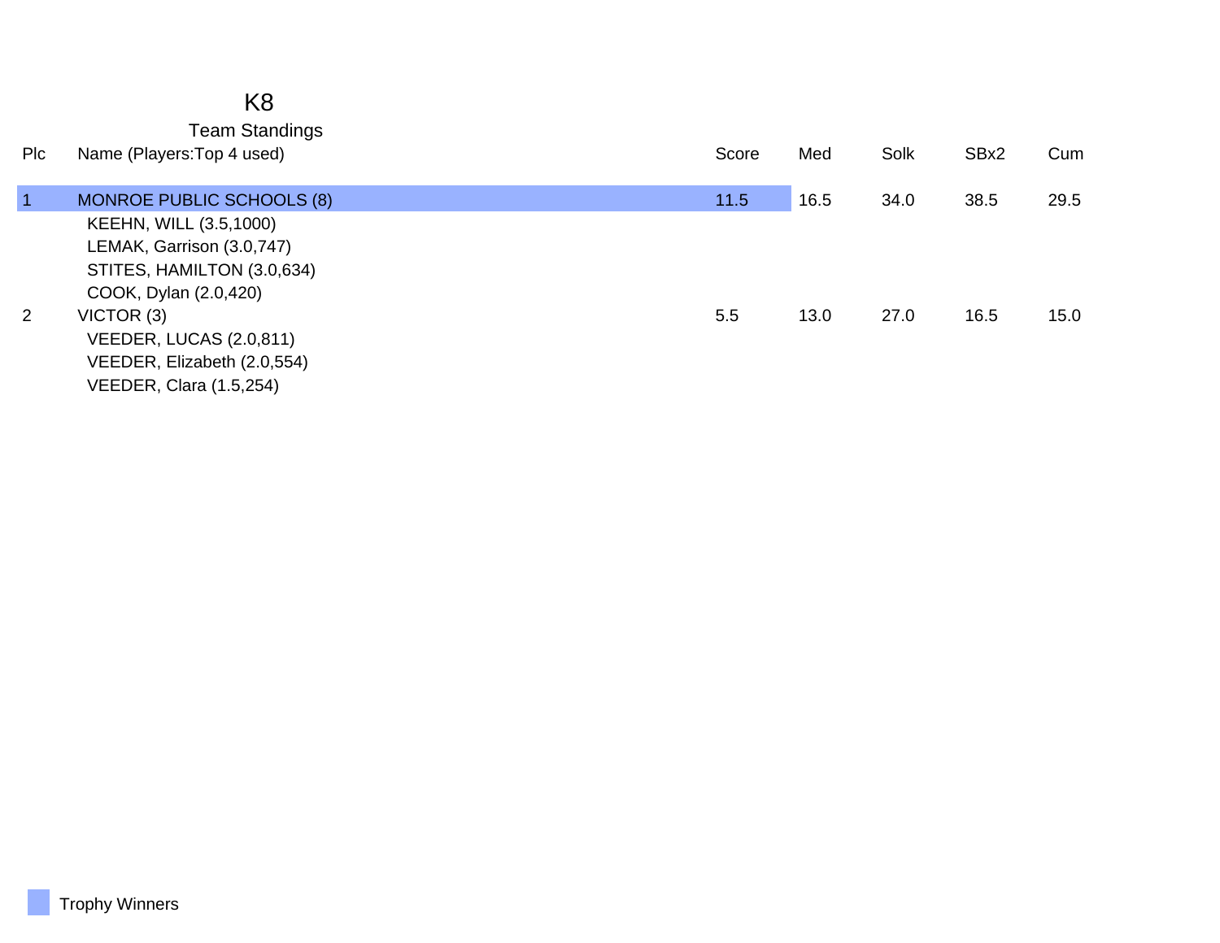# K8

## Team Standings

| Plc | Name (Players:Top 4 used) | Score | Med | Solk | SBx2 | Cum |
|---|---|---|---|---|---|---|
| 1 | MONROE PUBLIC SCHOOLS (8) | 11.5 | 16.5 | 34.0 | 38.5 | 29.5 |
| | KEEHN, WILL (3.5,1000) | | | | | |
| | LEMAK, Garrison (3.0,747) | | | | | |
| | STITES, HAMILTON (3.0,634) | | | | | |
| | COOK, Dylan (2.0,420) | | | | | |
| 2 | VICTOR (3) | 5.5 | 13.0 | 27.0 | 16.5 | 15.0 |
| | VEEDER, LUCAS (2.0,811) | | | | | |
| | VEEDER, Elizabeth (2.0,554) | | | | | |
| | VEEDER, Clara (1.5,254) | | | | | |

Trophy Winners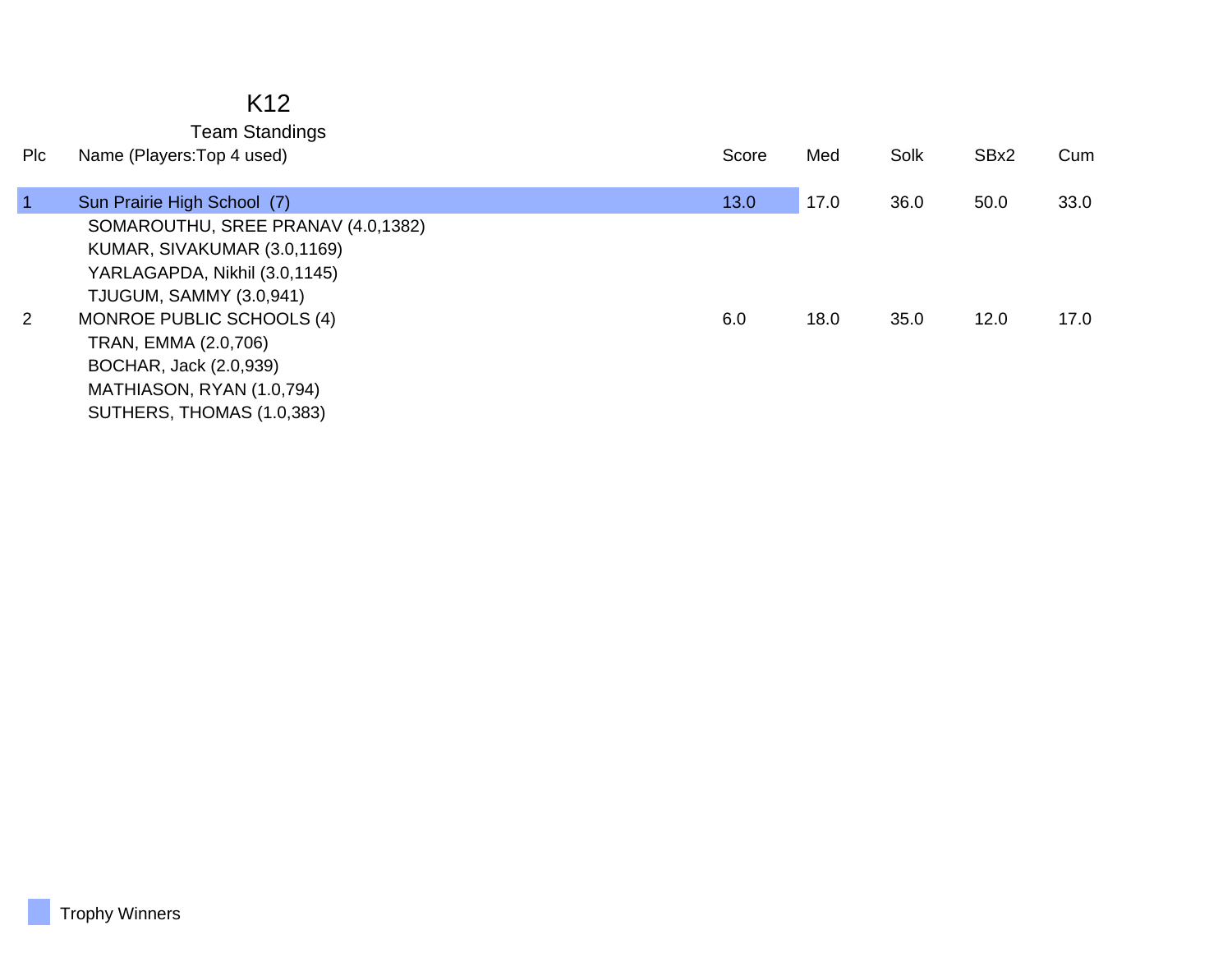# K12

## Team Standings

| Plc | Name (Players:Top 4 used) | Score | Med | Solk | SBx2 | Cum |
| --- | --- | --- | --- | --- | --- | --- |
| 1 | Sun Prairie High School (7) | 13.0 | 17.0 | 36.0 | 50.0 | 33.0 |
| | SOMAROUTHU, SREE PRANAV (4.0,1382) | | | | | |
| | KUMAR, SIVAKUMAR (3.0,1169) | | | | | |
| | YARLAGAPDA, Nikhil (3.0,1145) | | | | | |
| | TJUGUM, SAMMY (3.0,941) | | | | | |
| 2 | MONROE PUBLIC SCHOOLS (4) | 6.0 | 18.0 | 35.0 | 12.0 | 17.0 |
| | TRAN, EMMA (2.0,706) | | | | | |
| | BOCHAR, Jack (2.0,939) | | | | | |
| | MATHIASON, RYAN (1.0,794) | | | | | |
| | SUTHERS, THOMAS (1.0,383) | | | | | |

Trophy Winners